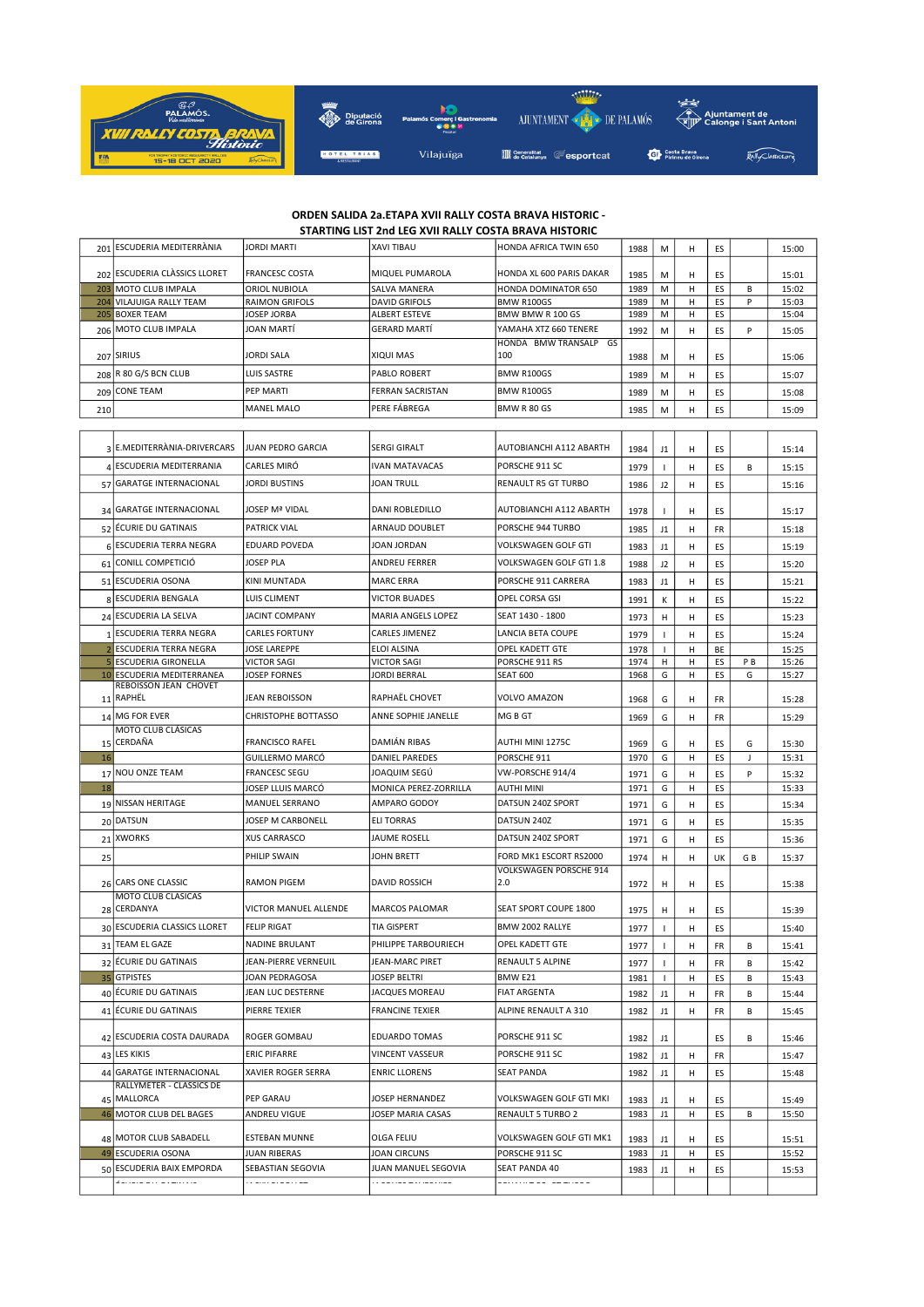## ORDEN SALIDA 2a.ETAPA XVII RALLY COSTA BRAVA HISTORIC - STARTING LIST 2nd LEG XVII RALLY COSTA BRAVA HISTORIC

| | | | | | | | | | | |
|---|---|---|---|---|---|---|---|---|---|---|
| 201 | ESCUDERIA MEDITERRÀNIA | JORDI MARTI | XAVI TIBAU | HONDA AFRICA TWIN 650 | 1988 | M | H | ES | | 15:00 |
| 202 | ESCUDERIA CLÀSSICS LLORET | FRANCESC COSTA | MIQUEL PUMAROLA | HONDA XL 600 PARIS DAKAR | 1985 | M | H | ES | | 15:01 |
| 203 | MOTO CLUB IMPALA | ORIOL NUBIOLA | SALVA MANERA | HONDA DOMINATOR 650 | 1989 | M | H | ES | B | 15:02 |
| 204 | VILAJUIGA RALLY TEAM | RAIMON GRIFOLS | DAVID GRIFOLS | BMW R100GS | 1989 | M | H | ES | P | 15:03 |
| 205 | BOXER TEAM | JOSEP JORBA | ALBERT ESTEVE | BMW BMW R 100 GS | 1989 | M | H | ES | | 15:04 |
| 206 | MOTO CLUB IMPALA | JOAN MARTÍ | GERARD MARTÍ | YAMAHA XTZ 660 TENERE | 1992 | M | H | ES | P | 15:05 |
| 207 | SIRIUS | JORDI SALA | XIQUI MAS | HONDA BMW TRANSALP GS 100 | 1988 | M | H | ES | | 15:06 |
| 208 | R 80 G/S BCN CLUB | LUIS SASTRE | PABLO ROBERT | BMW R100GS | 1989 | M | H | ES | | 15:07 |
| 209 | CONE TEAM | PEP MARTI | FERRAN SACRISTAN | BMW R100GS | 1989 | M | H | ES | | 15:08 |
| 210 | | MANEL MALO | PERE FÁBREGA | BMW R 80 GS | 1985 | M | H | ES | | 15:09 |

| | | | | | | | | | | |
|---|---|---|---|---|---|---|---|---|---|---|
| 3 | E.MEDITERRÀNIA-DRIVERCARS | JUAN PEDRO GARCIA | SERGI GIRALT | AUTOBIANCHI A112 ABARTH | 1984 | J1 | H | ES | | 15:14 |
| 4 | ESCUDERIA MEDITERRANIA | CARLES MIRÓ | IVAN MATAVACAS | PORSCHE 911 SC | 1979 | I | H | ES | B | 15:15 |
| 57 | GARATGE INTERNACIONAL | JORDI BUSTINS | JOAN TRULL | RENAULT R5 GT TURBO | 1986 | J2 | H | ES | | 15:16 |
| 34 | GARATGE INTERNACIONAL | JOSEP Mª VIDAL | DANI ROBLEDILLO | AUTOBIANCHI A112 ABARTH | 1978 | I | H | ES | | 15:17 |
| 52 | ÉCURIE DU GATINAIS | PATRICK VIAL | ARNAUD DOUBLET | PORSCHE 944 TURBO | 1985 | J1 | H | FR | | 15:18 |
| 6 | ESCUDERIA TERRA NEGRA | EDUARD POVEDA | JOAN JORDAN | VOLKSWAGEN GOLF GTI | 1983 | J1 | H | ES | | 15:19 |
| 61 | CONILL COMPETICIÓ | JOSEP PLA | ANDREU FERRER | VOLKSWAGEN GOLF GTI 1.8 | 1988 | J2 | H | ES | | 15:20 |
| 51 | ESCUDERIA OSONA | KINI MUNTADA | MARC ERRA | PORSCHE 911 CARRERA | 1983 | J1 | H | ES | | 15:21 |
| 8 | ESCUDERIA BENGALA | LUIS CLIMENT | VICTOR BUADES | OPEL CORSA GSI | 1991 | K | H | ES | | 15:22 |
| 24 | ESCUDERIA LA SELVA | JACINT COMPANY | MARIA ANGELS LOPEZ | SEAT 1430 - 1800 | 1973 | H | H | ES | | 15:23 |
| 1 | ESCUDERIA TERRA NEGRA | CARLES FORTUNY | CARLES JIMENEZ | LANCIA BETA COUPE | 1979 | I | H | ES | | 15:24 |
| 2 | ESCUDERIA TERRA NEGRA | JOSE LAREPPE | ELOI ALSINA | OPEL KADETT GTE | 1978 | I | H | BE | | 15:25 |
| 5 | ESCUDERIA GIRONELLA | VICTOR SAGI | VICTOR SAGI | PORSCHE 911 RS | 1974 | H | H | ES | P B | 15:26 |
| 10 | ESCUDERIA MEDITERRANEA | JOSEP FORNES | JORDI BERRAL | SEAT 600 | 1968 | G | H | ES | G | 15:27 |
| 11 | REBOISSON JEAN CHOVET RAPHÉL | JEAN REBOISSON | RAPHAËL CHOVET | VOLVO AMAZON | 1968 | G | H | FR | | 15:28 |
| 14 | MG FOR EVER | CHRISTOPHE BOTTASSO | ANNE SOPHIE JANELLE | MG B GT | 1969 | G | H | FR | | 15:29 |
| 15 | MOTO CLUB CLÁSICAS CERDAÑA | FRANCISCO RAFEL | DAMIÁN RIBAS | AUTHI MINI 1275C | 1969 | G | H | ES | G | 15:30 |
| 16 | | GUILLERMO MARCÓ | DANIEL PAREDES | PORSCHE 911 | 1970 | G | H | ES | J | 15:31 |
| 17 | NOU ONZE TEAM | FRANCESC SEGU | JOAQUIM SEGÚ | VW-PORSCHE 914/4 | 1971 | G | H | ES | P | 15:32 |
| 18 | | JOSEP LLUIS MARCÓ | MONICA PEREZ-ZORRILLA | AUTHI MINI | 1971 | G | H | ES | | 15:33 |
| 19 | NISSAN HERITAGE | MANUEL SERRANO | AMPARO GODOY | DATSUN 240Z SPORT | 1971 | G | H | ES | | 15:34 |
| 20 | DATSUN | JOSEP M CARBONELL | ELI TORRAS | DATSUN 240Z | 1971 | G | H | ES | | 15:35 |
| 21 | XWORKS | XUS CARRASCO | JAUME ROSELL | DATSUN 240Z SPORT | 1971 | G | H | ES | | 15:36 |
| 25 | | PHILIP SWAIN | JOHN BRETT | FORD MK1 ESCORT RS2000 | 1974 | H | H | UK | G B | 15:37 |
| 26 | CARS ONE CLASSIC | RAMON PIGEM | DAVID ROSSICH | VOLKSWAGEN PORSCHE 914 2.0 | 1972 | H | H | ES | | 15:38 |
| 28 | MOTO CLUB CLASICAS CERDANYA | VICTOR MANUEL ALLENDE | MARCOS PALOMAR | SEAT SPORT COUPE 1800 | 1975 | H | H | ES | | 15:39 |
| 30 | ESCUDERIA CLASSICS LLORET | FELIP RIGAT | TIA GISPERT | BMW 2002 RALLYE | 1977 | I | H | ES | | 15:40 |
| 31 | TEAM EL GAZE | NADINE BRULANT | PHILIPPE TARBOURIECH | OPEL KADETT GTE | 1977 | I | H | FR | B | 15:41 |
| 32 | ÉCURIE DU GATINAIS | JEAN-PIERRE VERNEUIL | JEAN-MARC PIRET | RENAULT 5 ALPINE | 1977 | I | H | FR | B | 15:42 |
| 35 | GTPISTES | JOAN PEDRAGOSA | JOSEP BELTRI | BMW E21 | 1981 | I | H | ES | B | 15:43 |
| 40 | ÉCURIE DU GATINAIS | JEAN LUC DESTERNE | JACQUES MOREAU | FIAT ARGENTA | 1982 | J1 | H | FR | B | 15:44 |
| 41 | ÉCURIE DU GATINAIS | PIERRE TEXIER | FRANCINE TEXIER | ALPINE RENAULT A 310 | 1982 | J1 | H | FR | B | 15:45 |
| 42 | ESCUDERIA COSTA DAURADA | ROGER GOMBAU | EDUARDO TOMAS | PORSCHE 911 SC | 1982 | J1 | | ES | B | 15:46 |
| 43 | LES KIKIS | ERIC PIFARRE | VINCENT VASSEUR | PORSCHE 911 SC | 1982 | J1 | H | FR | | 15:47 |
| 44 | GARATGE INTERNACIONAL | XAVIER ROGER SERRA | ENRIC LLORENS | SEAT PANDA | 1982 | J1 | H | ES | | 15:48 |
| 45 | RALLYMETER - CLASSICS DE MALLORCA | PEP GARAU | JOSEP HERNANDEZ | VOLKSWAGEN GOLF GTI MKI | 1983 | J1 | H | ES | | 15:49 |
| 46 | MOTOR CLUB DEL BAGES | ANDREU VIGUE | JOSEP MARIA CASAS | RENAULT 5 TURBO 2 | 1983 | J1 | H | ES | B | 15:50 |
| 48 | MOTOR CLUB SABADELL | ESTEBAN MUNNE | OLGA FELIU | VOLKSWAGEN GOLF GTI MK1 | 1983 | J1 | H | ES | | 15:51 |
| 49 | ESCUDERIA OSONA | JUAN RIBERAS | JOAN CIRCUNS | PORSCHE 911 SC | 1983 | J1 | H | ES | | 15:52 |
| 50 | ESCUDERIA BAIX EMPORDA | SEBASTIAN SEGOVIA | JUAN MANUEL SEGOVIA | SEAT PANDA 40 | 1983 | J1 | H | ES | | 15:53 |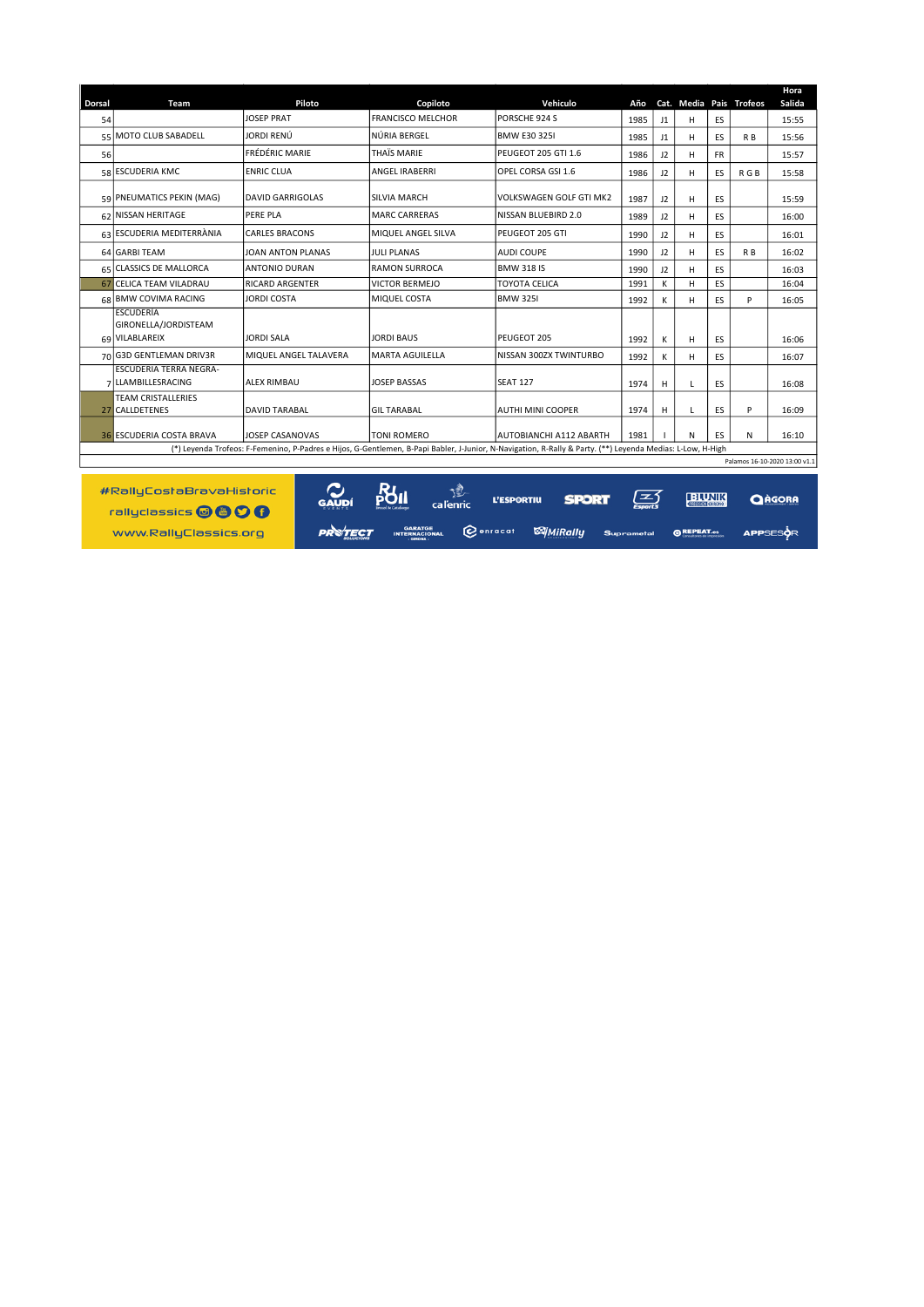| Dorsal | Team | Piloto | Copiloto | Vehiculo | Año | Cat. | Media | Pais | Trofeos | Hora Salida |
|---|---|---|---|---|---|---|---|---|---|---|
| 54 | | JOSEP PRAT | FRANCISCO MELCHOR | PORSCHE 924 S | 1985 | J1 | H | ES | | 15:55 |
| 55 | MOTO CLUB SABADELL | JORDI RENÚ | NÚRIA BERGEL | BMW E30 325I | 1985 | J1 | H | ES | R B | 15:56 |
| 56 | | FRÉDÉRIC MARIE | THAÏS MARIE | PEUGEOT 205 GTI 1.6 | 1986 | J2 | H | FR | | 15:57 |
| 58 | ESCUDERIA KMC | ENRIC CLUA | ANGEL IRABERRI | OPEL CORSA GSI 1.6 | 1986 | J2 | H | ES | R G B | 15:58 |
| 59 | PNEUMATICS PEKIN (MAG) | DAVID GARRIGOLAS | SILVIA MARCH | VOLKSWAGEN GOLF GTI MK2 | 1987 | J2 | H | ES | | 15:59 |
| 62 | NISSAN HERITAGE | PERE PLA | MARC CARRERAS | NISSAN BLUEBIRD 2.0 | 1989 | J2 | H | ES | | 16:00 |
| 63 | ESCUDERIA MEDITERRÀNIA | CARLES BRACONS | MIQUEL ANGEL SILVA | PEUGEOT 205 GTI | 1990 | J2 | H | ES | | 16:01 |
| 64 | GARBI TEAM | JOAN ANTON PLANAS | JULI PLANAS | AUDI COUPE | 1990 | J2 | H | ES | R B | 16:02 |
| 65 | CLASSICS DE MALLORCA | ANTONIO DURAN | RAMON SURROCA | BMW 318 IS | 1990 | J2 | H | ES | | 16:03 |
| 67 | CELICA TEAM VILADRAU | RICARD ARGENTER | VICTOR BERMEJO | TOYOTA CELICA | 1991 | K | H | ES | | 16:04 |
| 68 | BMW COVIMA RACING | JORDI COSTA | MIQUEL COSTA | BMW 325I | 1992 | K | H | ES | P | 16:05 |
| 69 | ESCUDERIA GIRONELLA/JORDISTEAM VILABLAREIX | JORDI SALA | JORDI BAUS | PEUGEOT 205 | 1992 | K | H | ES | | 16:06 |
| 70 | G3D GENTLEMAN DRIV3R | MIQUEL ANGEL TALAVERA | MARTA AGUILELLA | NISSAN 300ZX TWINTURBO | 1992 | K | H | ES | | 16:07 |
| 7 | ESCUDERIA TERRA NEGRA-LLAMBILLESRACING | ALEX RIMBAU | JOSEP BASSAS | SEAT 127 | 1974 | H | L | ES | | 16:08 |
| 27 | TEAM CRISTALLERIES CALLDETENES | DAVID TARABAL | GIL TARABAL | AUTHI MINI COOPER | 1974 | H | L | ES | P | 16:09 |
| 36 | ESCUDERIA COSTA BRAVA | JOSEP CASANOVAS | TONI ROMERO | AUTOBIANCHI A112 ABARTH | 1981 | I | N | ES | N | 16:10 |

(*) Leyenda Trofeos: F-Femenino, P-Padres e Hijos, G-Gentlemen, B-Papi Babler, J-Junior, N-Navigation, R-Rally & Party. (**) Leyenda Medias: L-Low, H-High

Palamos 16-10-2020 13:00 v1.1

#RallyCostaBravaHistoric

rallyclassics

www.RallyClassics.org